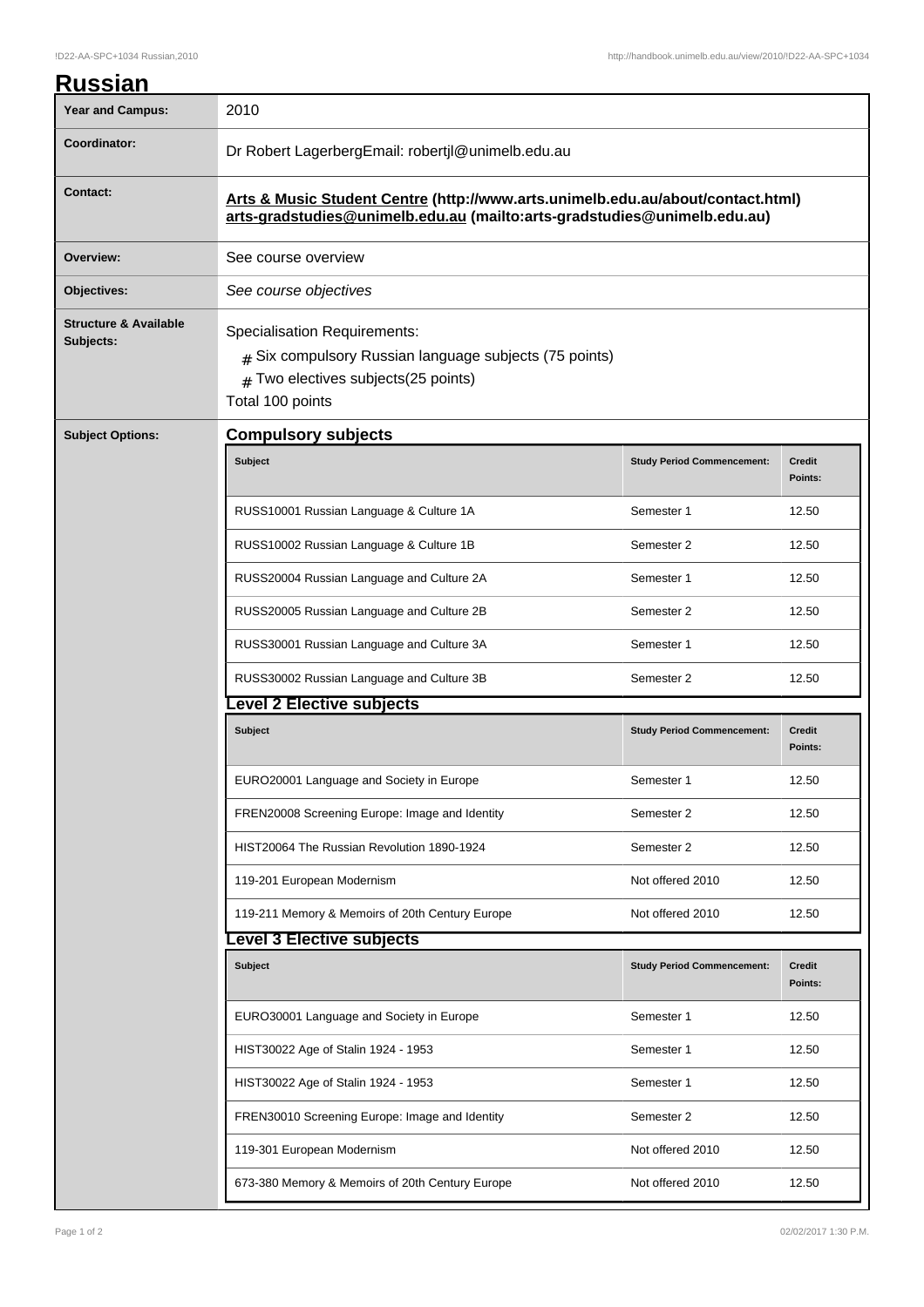# Russian

| Year and Campus: | 2010 |
|---|---|
| Coordinator: | Dr Robert LagerbergEmail: robertjl@unimelb.edu.au |
| Contact: | **Arts & Music Student Centre (http://www.arts.unimelb.edu.au/about/contact.html) arts-gradstudies@unimelb.edu.au (mailto:arts-gradstudies@unimelb.edu.au)** |
| Overview: | See course overview |
| Objectives: | *See course objectives* |
| Structure & Available Subjects: | Specialisation Requirements: # Six compulsory Russian language subjects (75 points) # Two electives subjects(25 points) Total 100 points |

## Subject Options:

### Compulsory subjects

| Subject | Study Period Commencement: | Credit Points: |
|---|---|---|
| RUSS10001 Russian Language & Culture 1A | Semester 1 | 12.50 |
| RUSS10002 Russian Language & Culture 1B | Semester 2 | 12.50 |
| RUSS20004 Russian Language and Culture 2A | Semester 1 | 12.50 |
| RUSS20005 Russian Language and Culture 2B | Semester 2 | 12.50 |
| RUSS30001 Russian Language and Culture 3A | Semester 1 | 12.50 |
| RUSS30002 Russian Language and Culture 3B | Semester 2 | 12.50 |

### Level 2 Elective subjects

| Subject | Study Period Commencement: | Credit Points: |
|---|---|---|
| EURO20001 Language and Society in Europe | Semester 1 | 12.50 |
| FREN20008 Screening Europe: Image and Identity | Semester 2 | 12.50 |
| HIST20064 The Russian Revolution 1890-1924 | Semester 2 | 12.50 |
| 119-201 European Modernism | Not offered 2010 | 12.50 |
| 119-211 Memory & Memoirs of 20th Century Europe | Not offered 2010 | 12.50 |

### Level 3 Elective subjects

| Subject | Study Period Commencement: | Credit Points: |
|---|---|---|
| EURO30001 Language and Society in Europe | Semester 1 | 12.50 |
| HIST30022 Age of Stalin 1924 - 1953 | Semester 1 | 12.50 |
| HIST30022 Age of Stalin 1924 - 1953 | Semester 1 | 12.50 |
| FREN30010 Screening Europe: Image and Identity | Semester 2 | 12.50 |
| 119-301 European Modernism | Not offered 2010 | 12.50 |
| 673-380 Memory & Memoirs of 20th Century Europe | Not offered 2010 | 12.50 |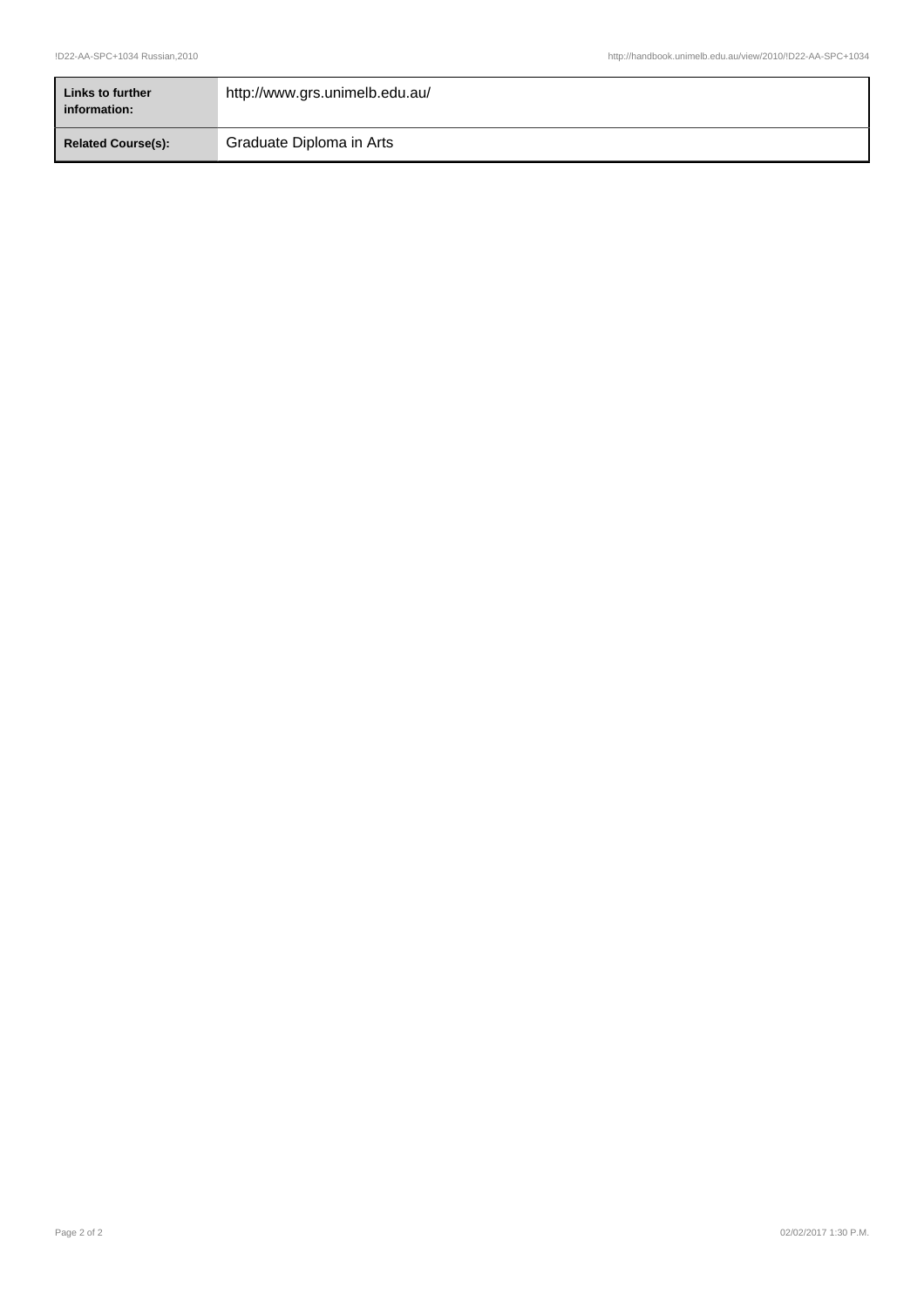| | |
|---|---|
| **Links to further information:** | http://www.grs.unimelb.edu.au/ |
| **Related Course(s):** | Graduate Diploma in Arts |